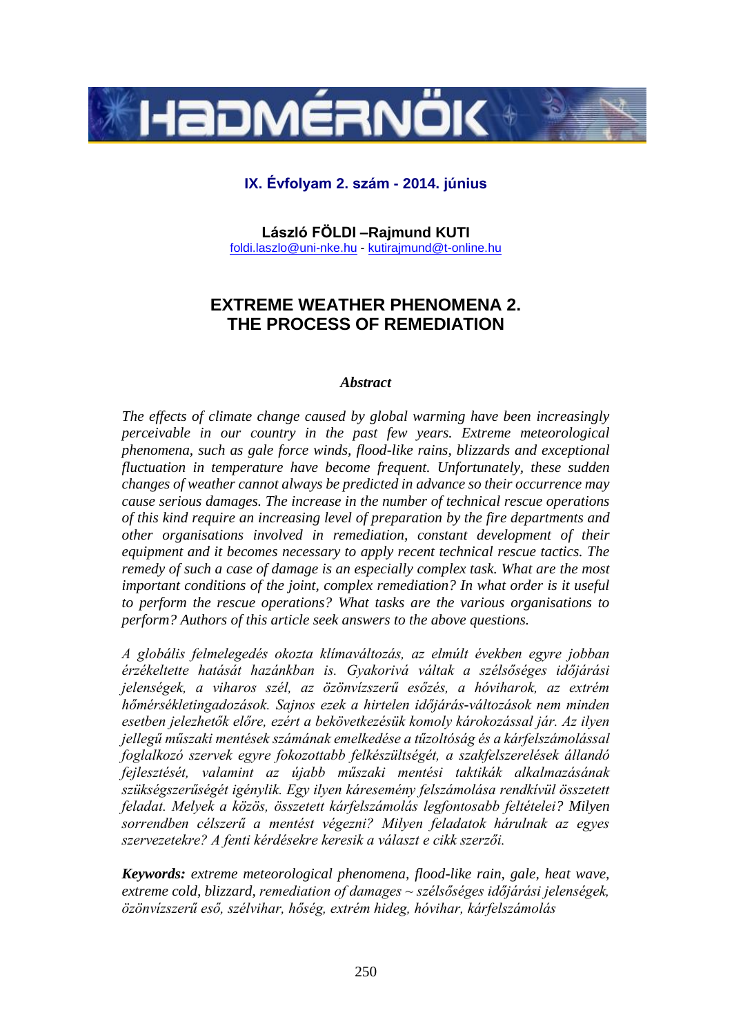# EXTREME WEATHER PHENOMENA 2. THE PROCESS OF REMEDIATION

**László FÖLDI –Rajmund KUTI**
foldi.laszlo@uni-nke.hu - kutirajmund@t-online.hu

### *Abstract*

*The effects of climate change caused by global warming have been increasingly perceivable in our country in the past few years. Extreme meteorological phenomena, such as gale force winds, flood-like rains, blizzards and exceptional fluctuation in temperature have become frequent. Unfortunately, these sudden changes of weather cannot always be predicted in advance so their occurrence may cause serious damages. The increase in the number of technical rescue operations of this kind require an increasing level of preparation by the fire departments and other organisations involved in remediation, constant development of their equipment and it becomes necessary to apply recent technical rescue tactics. The remedy of such a case of damage is an especially complex task. What are the most important conditions of the joint, complex remediation? In what order is it useful to perform the rescue operations? What tasks are the various organisations to perform? Authors of this article seek answers to the above questions.*

*A globális felmelegedés okozta klímaváltozás, az elmúlt években egyre jobban érzékeltette hatását hazánkban is. Gyakorivá váltak a szélsőséges időjárási jelenségek, a viharos szél, az özönvízszerű esőzés, a hóviharok, az extrém hőmérsékletingadozások. Sajnos ezek a hirtelen időjárás-változások nem minden esetben jelezhetők előre, ezért a bekövetkezésük komoly károkozással jár. Az ilyen jellegű műszaki mentések számának emelkedése a tűzoltóság és a kárfelszámolással foglalkozó szervek egyre fokozottabb felkészültségét, a szakfelszerelések állandó fejlesztését, valamint az újabb műszaki mentési taktikák alkalmazásának szükségszerűségét igénylik. Egy ilyen káresemény felszámolása rendkívül összetett feladat. Melyek a közös, összetett kárfelszámolás legfontosabb feltételei? Milyen sorrendben célszerű a mentést végezni? Milyen feladatok hárulnak az egyes szervezetekre? A fenti kérdésekre keresik a választ e cikk szerzői.*

***Keywords:*** *extreme meteorological phenomena, flood-like rain, gale, heat wave, extreme cold, blizzard, remediation of damages ~ szélsőséges időjárási jelenségek, özönvízszerű eső, szélvihar, hőség, extrém hideg, hóvihar, kárfelszámolás*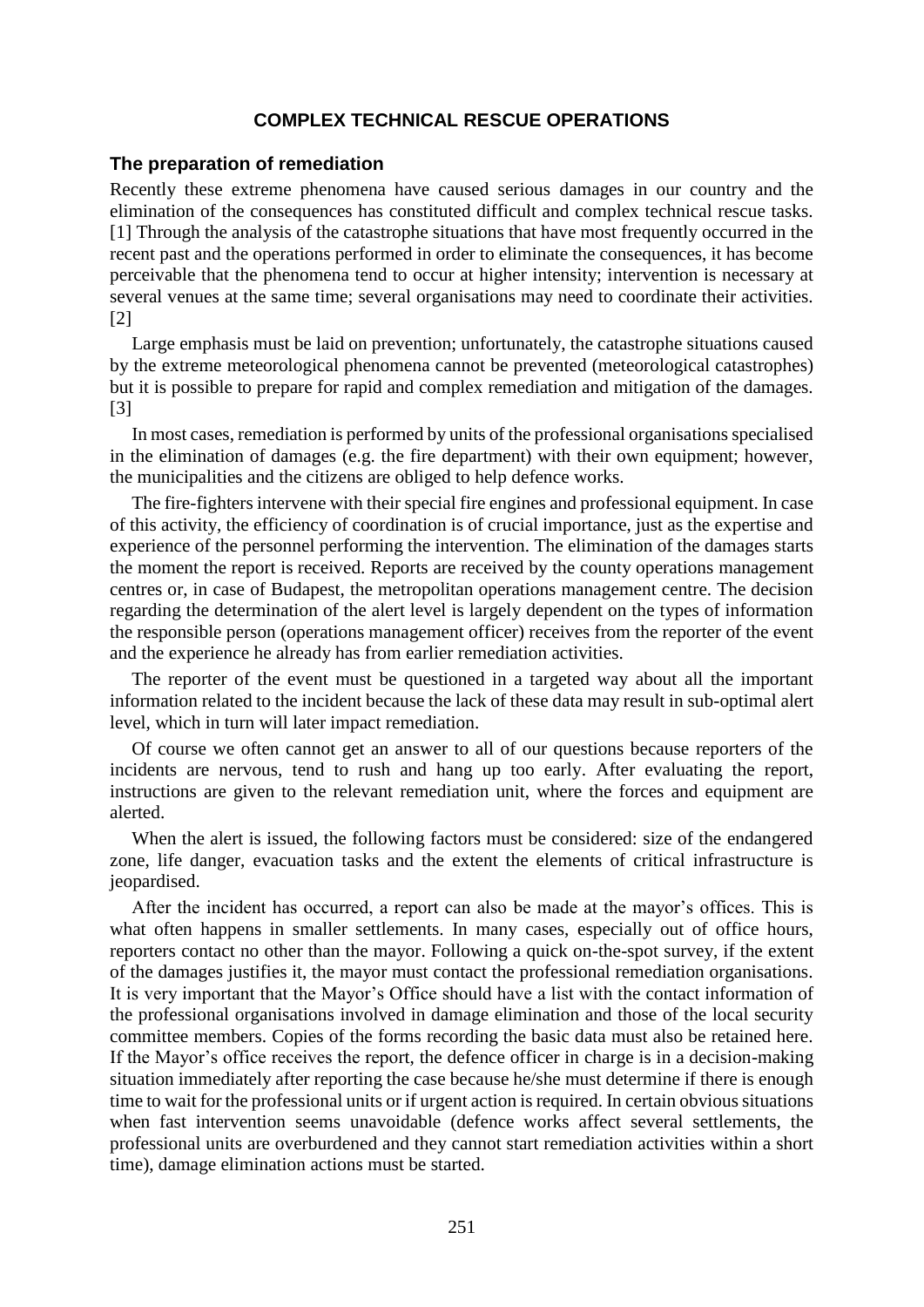## COMPLEX TECHNICAL RESCUE OPERATIONS

### The preparation of remediation

Recently these extreme phenomena have caused serious damages in our country and the elimination of the consequences has constituted difficult and complex technical rescue tasks. [1] Through the analysis of the catastrophe situations that have most frequently occurred in the recent past and the operations performed in order to eliminate the consequences, it has become perceivable that the phenomena tend to occur at higher intensity; intervention is necessary at several venues at the same time; several organisations may need to coordinate their activities. [2]

Large emphasis must be laid on prevention; unfortunately, the catastrophe situations caused by the extreme meteorological phenomena cannot be prevented (meteorological catastrophes) but it is possible to prepare for rapid and complex remediation and mitigation of the damages. [3]

In most cases, remediation is performed by units of the professional organisations specialised in the elimination of damages (e.g. the fire department) with their own equipment; however, the municipalities and the citizens are obliged to help defence works.

The fire-fighters intervene with their special fire engines and professional equipment. In case of this activity, the efficiency of coordination is of crucial importance, just as the expertise and experience of the personnel performing the intervention. The elimination of the damages starts the moment the report is received. Reports are received by the county operations management centres or, in case of Budapest, the metropolitan operations management centre. The decision regarding the determination of the alert level is largely dependent on the types of information the responsible person (operations management officer) receives from the reporter of the event and the experience he already has from earlier remediation activities.

The reporter of the event must be questioned in a targeted way about all the important information related to the incident because the lack of these data may result in sub-optimal alert level, which in turn will later impact remediation.

Of course we often cannot get an answer to all of our questions because reporters of the incidents are nervous, tend to rush and hang up too early. After evaluating the report, instructions are given to the relevant remediation unit, where the forces and equipment are alerted.

When the alert is issued, the following factors must be considered: size of the endangered zone, life danger, evacuation tasks and the extent the elements of critical infrastructure is jeopardised.

After the incident has occurred, a report can also be made at the mayor's offices. This is what often happens in smaller settlements. In many cases, especially out of office hours, reporters contact no other than the mayor. Following a quick on-the-spot survey, if the extent of the damages justifies it, the mayor must contact the professional remediation organisations. It is very important that the Mayor's Office should have a list with the contact information of the professional organisations involved in damage elimination and those of the local security committee members. Copies of the forms recording the basic data must also be retained here. If the Mayor's office receives the report, the defence officer in charge is in a decision-making situation immediately after reporting the case because he/she must determine if there is enough time to wait for the professional units or if urgent action is required. In certain obvious situations when fast intervention seems unavoidable (defence works affect several settlements, the professional units are overburdened and they cannot start remediation activities within a short time), damage elimination actions must be started.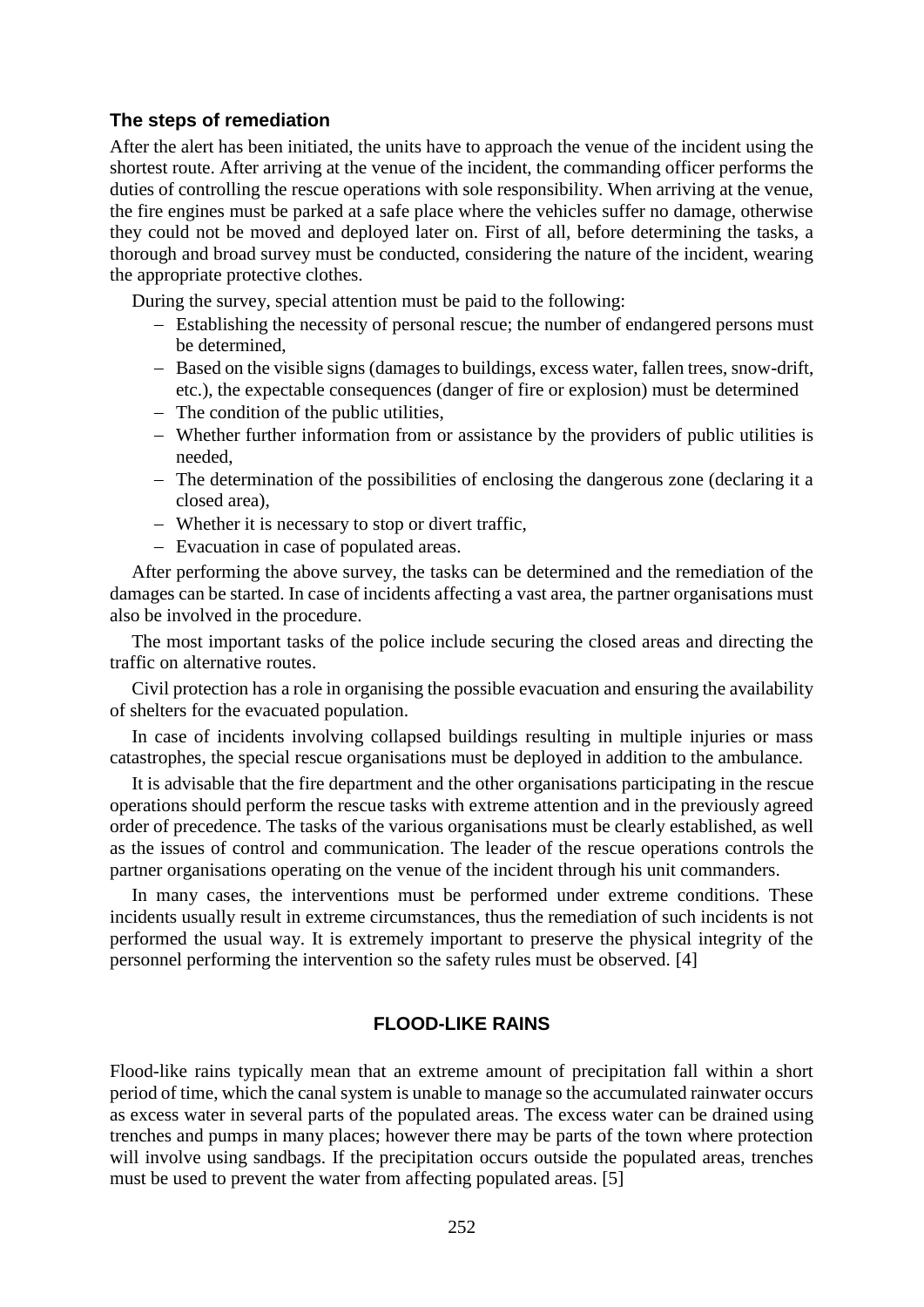### The steps of remediation

After the alert has been initiated, the units have to approach the venue of the incident using the shortest route. After arriving at the venue of the incident, the commanding officer performs the duties of controlling the rescue operations with sole responsibility. When arriving at the venue, the fire engines must be parked at a safe place where the vehicles suffer no damage, otherwise they could not be moved and deployed later on. First of all, before determining the tasks, a thorough and broad survey must be conducted, considering the nature of the incident, wearing the appropriate protective clothes.

During the survey, special attention must be paid to the following:

- Establishing the necessity of personal rescue; the number of endangered persons must be determined,
- Based on the visible signs (damages to buildings, excess water, fallen trees, snow-drift, etc.), the expectable consequences (danger of fire or explosion) must be determined
- The condition of the public utilities,
- Whether further information from or assistance by the providers of public utilities is needed,
- The determination of the possibilities of enclosing the dangerous zone (declaring it a closed area),
- Whether it is necessary to stop or divert traffic,
- Evacuation in case of populated areas.

After performing the above survey, the tasks can be determined and the remediation of the damages can be started. In case of incidents affecting a vast area, the partner organisations must also be involved in the procedure.

The most important tasks of the police include securing the closed areas and directing the traffic on alternative routes.

Civil protection has a role in organising the possible evacuation and ensuring the availability of shelters for the evacuated population.

In case of incidents involving collapsed buildings resulting in multiple injuries or mass catastrophes, the special rescue organisations must be deployed in addition to the ambulance.

It is advisable that the fire department and the other organisations participating in the rescue operations should perform the rescue tasks with extreme attention and in the previously agreed order of precedence. The tasks of the various organisations must be clearly established, as well as the issues of control and communication. The leader of the rescue operations controls the partner organisations operating on the venue of the incident through his unit commanders.

In many cases, the interventions must be performed under extreme conditions. These incidents usually result in extreme circumstances, thus the remediation of such incidents is not performed the usual way. It is extremely important to preserve the physical integrity of the personnel performing the intervention so the safety rules must be observed. [4]

## FLOOD-LIKE RAINS

Flood-like rains typically mean that an extreme amount of precipitation fall within a short period of time, which the canal system is unable to manage so the accumulated rainwater occurs as excess water in several parts of the populated areas. The excess water can be drained using trenches and pumps in many places; however there may be parts of the town where protection will involve using sandbags. If the precipitation occurs outside the populated areas, trenches must be used to prevent the water from affecting populated areas. [5]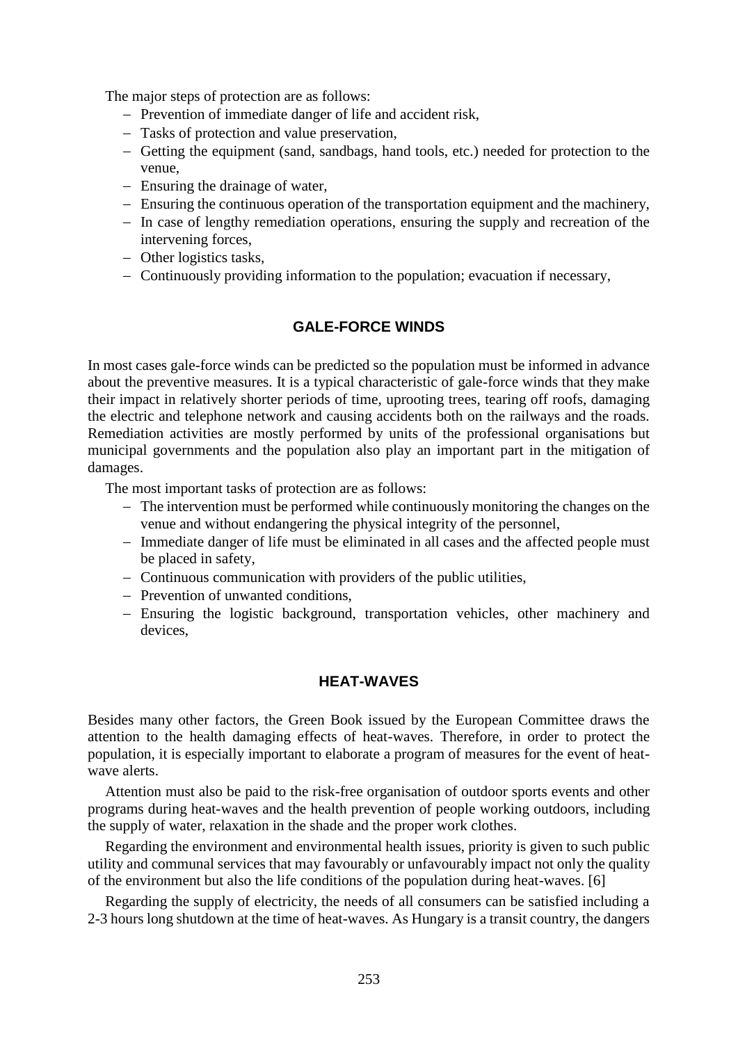The major steps of protection are as follows:

- Prevention of immediate danger of life and accident risk,
- Tasks of protection and value preservation,
- Getting the equipment (sand, sandbags, hand tools, etc.) needed for protection to the venue,
- Ensuring the drainage of water,
- Ensuring the continuous operation of the transportation equipment and the machinery,
- In case of lengthy remediation operations, ensuring the supply and recreation of the intervening forces,
- Other logistics tasks,
- Continuously providing information to the population; evacuation if necessary,

## GALE-FORCE WINDS

In most cases gale-force winds can be predicted so the population must be informed in advance about the preventive measures. It is a typical characteristic of gale-force winds that they make their impact in relatively shorter periods of time, uprooting trees, tearing off roofs, damaging the electric and telephone network and causing accidents both on the railways and the roads. Remediation activities are mostly performed by units of the professional organisations but municipal governments and the population also play an important part in the mitigation of damages.

The most important tasks of protection are as follows:

- The intervention must be performed while continuously monitoring the changes on the venue and without endangering the physical integrity of the personnel,
- Immediate danger of life must be eliminated in all cases and the affected people must be placed in safety,
- Continuous communication with providers of the public utilities,
- Prevention of unwanted conditions,
- Ensuring the logistic background, transportation vehicles, other machinery and devices,

## HEAT-WAVES

Besides many other factors, the Green Book issued by the European Committee draws the attention to the health damaging effects of heat-waves. Therefore, in order to protect the population, it is especially important to elaborate a program of measures for the event of heat-wave alerts.

Attention must also be paid to the risk-free organisation of outdoor sports events and other programs during heat-waves and the health prevention of people working outdoors, including the supply of water, relaxation in the shade and the proper work clothes.

Regarding the environment and environmental health issues, priority is given to such public utility and communal services that may favourably or unfavourably impact not only the quality of the environment but also the life conditions of the population during heat-waves. [6]

Regarding the supply of electricity, the needs of all consumers can be satisfied including a 2-3 hours long shutdown at the time of heat-waves. As Hungary is a transit country, the dangers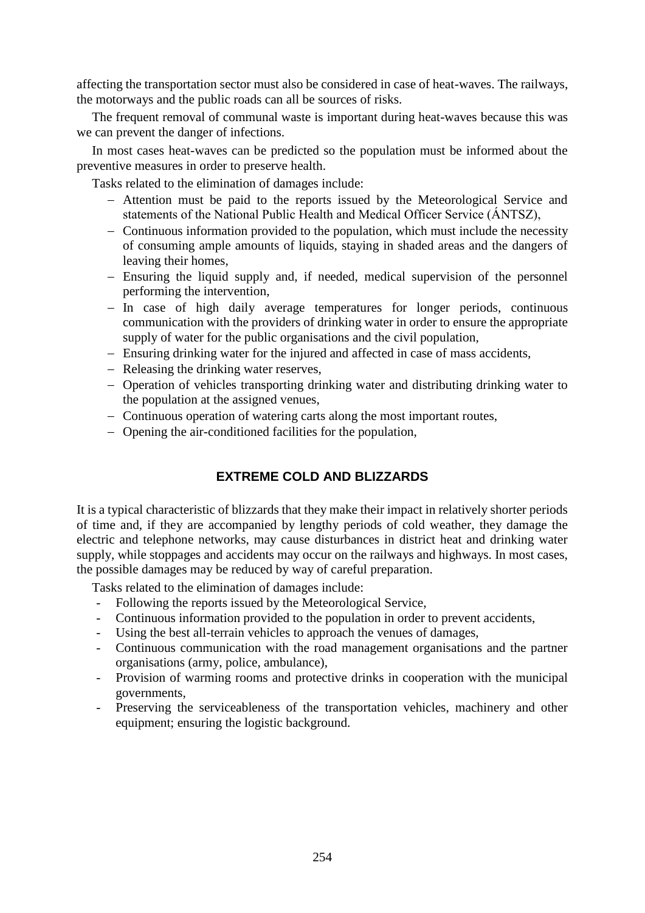affecting the transportation sector must also be considered in case of heat-waves. The railways, the motorways and the public roads can all be sources of risks.

The frequent removal of communal waste is important during heat-waves because this was we can prevent the danger of infections.

In most cases heat-waves can be predicted so the population must be informed about the preventive measures in order to preserve health.

Tasks related to the elimination of damages include:

- Attention must be paid to the reports issued by the Meteorological Service and statements of the National Public Health and Medical Officer Service (ÁNTSZ),
- Continuous information provided to the population, which must include the necessity of consuming ample amounts of liquids, staying in shaded areas and the dangers of leaving their homes,
- Ensuring the liquid supply and, if needed, medical supervision of the personnel performing the intervention,
- In case of high daily average temperatures for longer periods, continuous communication with the providers of drinking water in order to ensure the appropriate supply of water for the public organisations and the civil population,
- Ensuring drinking water for the injured and affected in case of mass accidents,
- Releasing the drinking water reserves,
- Operation of vehicles transporting drinking water and distributing drinking water to the population at the assigned venues,
- Continuous operation of watering carts along the most important routes,
- Opening the air-conditioned facilities for the population,

## EXTREME COLD AND BLIZZARDS

It is a typical characteristic of blizzards that they make their impact in relatively shorter periods of time and, if they are accompanied by lengthy periods of cold weather, they damage the electric and telephone networks, may cause disturbances in district heat and drinking water supply, while stoppages and accidents may occur on the railways and highways. In most cases, the possible damages may be reduced by way of careful preparation.

Tasks related to the elimination of damages include:

- Following the reports issued by the Meteorological Service,
- Continuous information provided to the population in order to prevent accidents,
- Using the best all-terrain vehicles to approach the venues of damages,
- Continuous communication with the road management organisations and the partner organisations (army, police, ambulance),
- Provision of warming rooms and protective drinks in cooperation with the municipal governments,
- Preserving the serviceableness of the transportation vehicles, machinery and other equipment; ensuring the logistic background.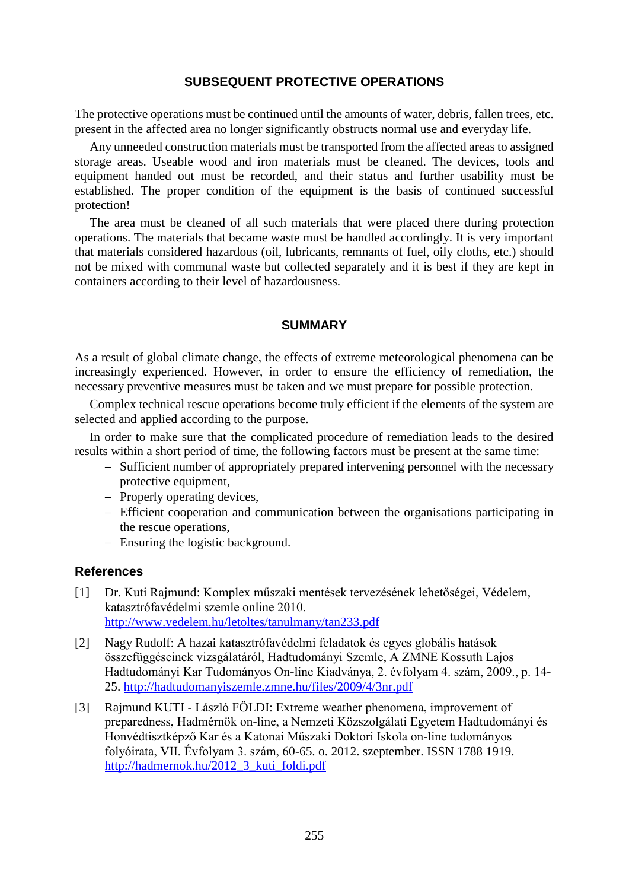## SUBSEQUENT PROTECTIVE OPERATIONS

The protective operations must be continued until the amounts of water, debris, fallen trees, etc. present in the affected area no longer significantly obstructs normal use and everyday life.

Any unneeded construction materials must be transported from the affected areas to assigned storage areas. Useable wood and iron materials must be cleaned. The devices, tools and equipment handed out must be recorded, and their status and further usability must be established. The proper condition of the equipment is the basis of continued successful protection!

The area must be cleaned of all such materials that were placed there during protection operations. The materials that became waste must be handled accordingly. It is very important that materials considered hazardous (oil, lubricants, remnants of fuel, oily cloths, etc.) should not be mixed with communal waste but collected separately and it is best if they are kept in containers according to their level of hazardousness.

## SUMMARY

As a result of global climate change, the effects of extreme meteorological phenomena can be increasingly experienced. However, in order to ensure the efficiency of remediation, the necessary preventive measures must be taken and we must prepare for possible protection.

Complex technical rescue operations become truly efficient if the elements of the system are selected and applied according to the purpose.

In order to make sure that the complicated procedure of remediation leads to the desired results within a short period of time, the following factors must be present at the same time:

- Sufficient number of appropriately prepared intervening personnel with the necessary protective equipment,
- Properly operating devices,
- Efficient cooperation and communication between the organisations participating in the rescue operations,
- Ensuring the logistic background.

### References

[1] Dr. Kuti Rajmund: Komplex műszaki mentések tervezésének lehetőségei, Védelem, katasztrófavédelmi szemle online 2010. http://www.vedelem.hu/letoltes/tanulmany/tan233.pdf

[2] Nagy Rudolf: A hazai katasztrófavédelmi feladatok és egyes globális hatások összefüggéseinek vizsgálatáról, Hadtudományi Szemle, A ZMNE Kossuth Lajos Hadtudományi Kar Tudományos On-line Kiadványa, 2. évfolyam 4. szám, 2009., p. 14-25. http://hadtudomanyiszemle.zmne.hu/files/2009/4/3nr.pdf

[3] Rajmund KUTI - László FÖLDI: Extreme weather phenomena, improvement of preparedness, Hadmérnök on-line, a Nemzeti Közszolgálati Egyetem Hadtudományi és Honvédtisztképző Kar és a Katonai Műszaki Doktori Iskola on-line tudományos folyóirata, VII. Évfolyam 3. szám, 60-65. o. 2012. szeptember. ISSN 1788 1919. http://hadmernok.hu/2012_3_kuti_foldi.pdf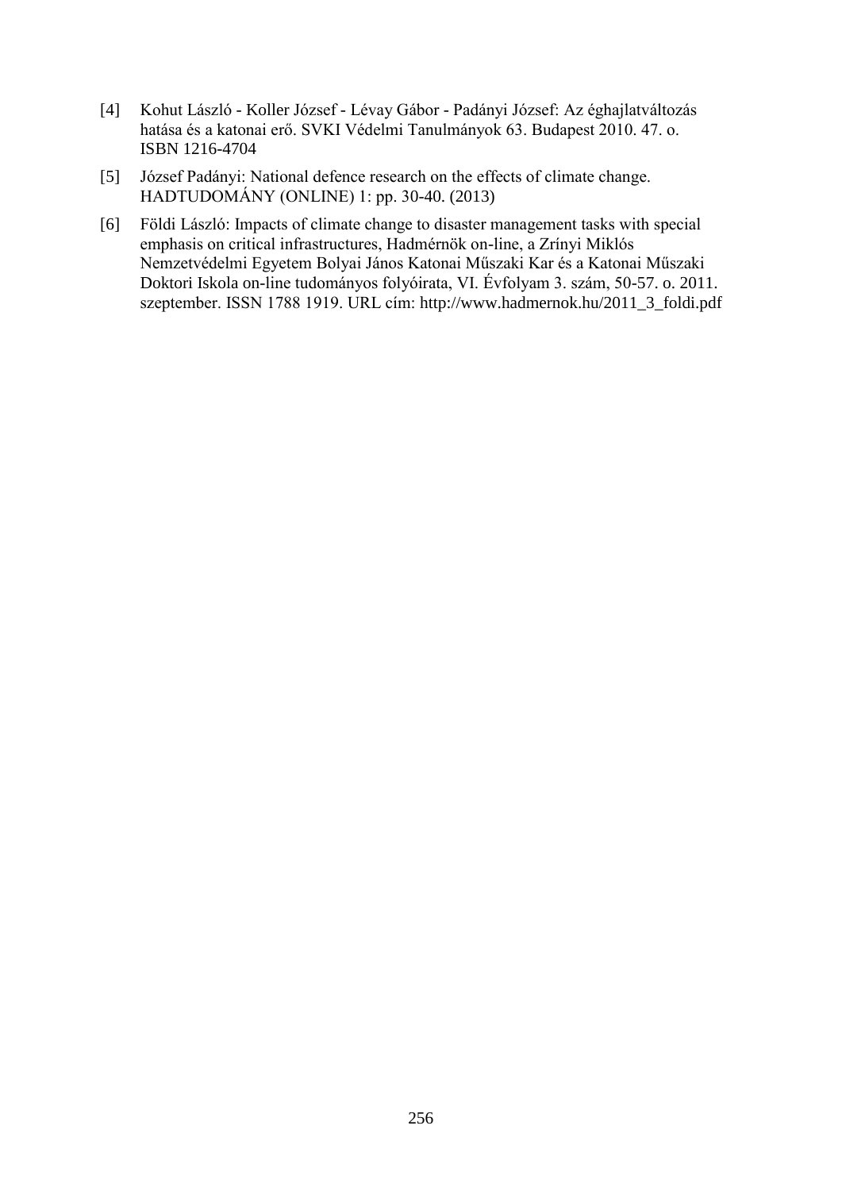[4] Kohut László - Koller József - Lévay Gábor - Padányi József: Az éghajlatváltozás hatása és a katonai erő. SVKI Védelmi Tanulmányok 63. Budapest 2010. 47. o. ISBN 1216-4704

[5] József Padányi: National defence research on the effects of climate change. HADTUDOMÁNY (ONLINE) 1: pp. 30-40. (2013)

[6] Földi László: Impacts of climate change to disaster management tasks with special emphasis on critical infrastructures, Hadmérnök on-line, a Zrínyi Miklós Nemzetvédelmi Egyetem Bolyai János Katonai Műszaki Kar és a Katonai Műszaki Doktori Iskola on-line tudományos folyóirata, VI. Évfolyam 3. szám, 50-57. o. 2011. szeptember. ISSN 1788 1919. URL cím: http://www.hadmernok.hu/2011_3_foldi.pdf